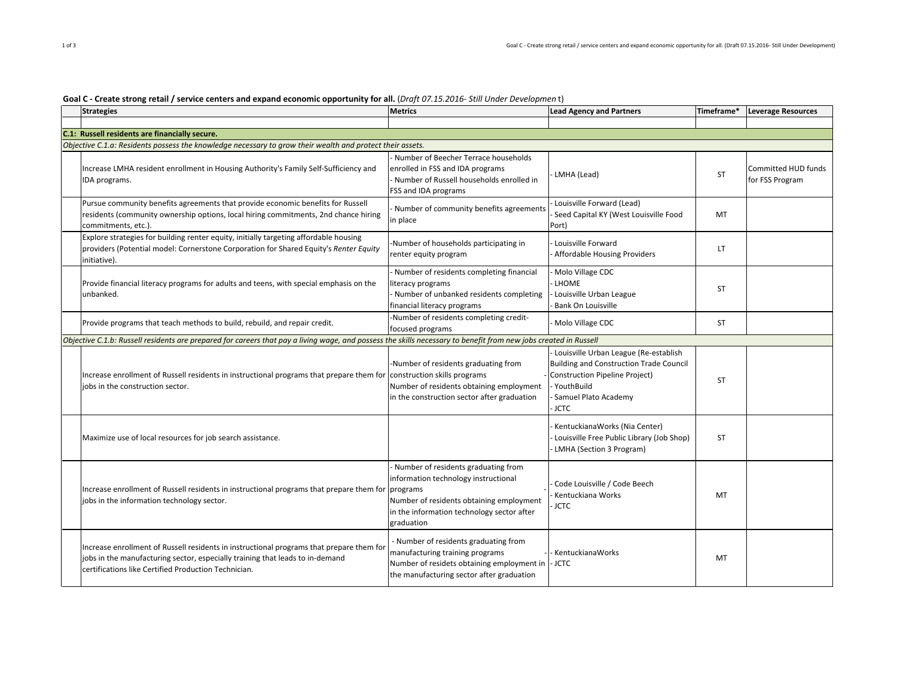**Goal C - Create strong retail / service centers and expand economic opportunity for all.** (*Draft 07.15.2016- Still Under Developmen* t)

| | Strategies | Metrics | Lead Agency and Partners | Timeframe* | Leverage Resources |
|---|---|---|---|---|---|
| | | | | | |
| **C.1: Russell residents are financially secure.** | | | | | |
| *Objective C.1.a: Residents possess the knowledge necessary to grow their wealth and protect their assets.* | | | | | |
| | Increase LMHA resident enrollment in Housing Authority's Family Self-Sufficiency and IDA programs. | - Number of Beecher Terrace households enrolled in FSS and IDA programs<br>- Number of Russell households enrolled in FSS and IDA programs | - LMHA (Lead) | ST | Committed HUD funds for FSS Program |
| | Pursue community benefits agreements that provide economic benefits for Russell residents (community ownership options, local hiring commitments, 2nd chance hiring commitments, etc.). | - Number of community benefits agreements in place | - Louisville Forward (Lead)<br>- Seed Capital KY (West Louisville Food Port) | MT | |
| | Explore strategies for building renter equity, initially targeting affordable housing providers (Potential model: Cornerstone Corporation for Shared Equity's *Renter Equity* initiative). | -Number of households participating in renter equity program | - Louisville Forward<br>- Affordable Housing Providers | LT | |
| | Provide financial literacy programs for adults and teens, with special emphasis on the unbanked. | - Number of residents completing financial literacy programs<br>- Number of unbanked residents completing financial literacy programs | - Molo Village CDC<br>- LHOME<br>- Louisville Urban League<br>- Bank On Louisville | ST | |
| | Provide programs that teach methods to build, rebuild, and repair credit. | -Number of residents completing credit-focused programs | - Molo Village CDC | ST | |
| *Objective C.1.b: Russell residents are prepared for careers that pay a living wage, and possess the skills necessary to benefit from new jobs created in Russell* | | | | | |
| | Increase enrollment of Russell residents in instructional programs that prepare them for jobs in the construction sector. | -Number of residents graduating from construction skills programs<br>- Number of residents obtaining employment in the construction sector after graduation | - Louisville Urban League (Re-establish Building and Construction Trade Council Construction Pipeline Project)<br>- YouthBuild<br>- Samuel Plato Academy<br>- JCTC | ST | |
| | Maximize use of local resources for job search assistance. | | - KentuckianaWorks (Nia Center)<br>- Louisville Free Public Library (Job Shop)<br>- LMHA (Section 3 Program) | ST | |
| | Increase enrollment of Russell residents in instructional programs that prepare them for jobs in the information technology sector. | - Number of residents graduating from information technology instructional programs<br>- Number of residents obtaining employment in the information technology sector after graduation | - Code Louisville / Code Beech<br>- Kentuckiana Works<br>- JCTC | MT | |
| | Increase enrollment of Russell residents in instructional programs that prepare them for jobs in the manufacturing sector, especially training that leads to in-demand certifications like Certified Production Technician. | - Number of residents graduating from manufacturing training programs<br>- Number of residets obtaining employment in the manufacturing sector after graduation | - KentuckianaWorks<br>- JCTC | MT | |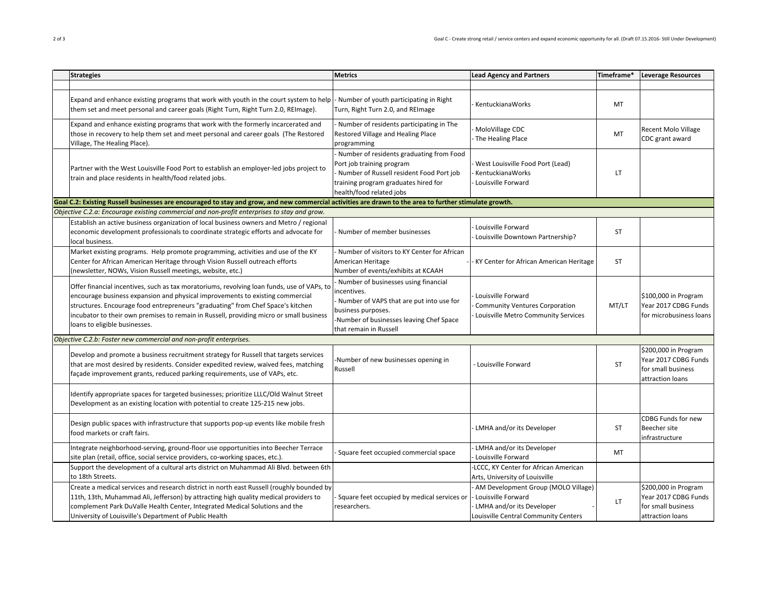| | Strategies | Metrics | Lead Agency and Partners | Timeframe* | Leverage Resources |
|---|---|---|---|---|---|
| | | | | | |
| | Expand and enhance existing programs that work with youth in the court system to help them set and meet personal and career goals (Right Turn, Right Turn 2.0, REImage). | - Number of youth participating in Right Turn, Right Turn 2.0, and REImage | - KentuckianaWorks | MT | |
| | Expand and enhance existing programs that work with the formerly incarcerated and those in recovery to help them set and meet personal and career goals (The Restored Village, The Healing Place). | - Number of residents participating in The Restored Village and Healing Place programming | - MoloVillage CDC<br>- The Healing Place | MT | Recent Molo Village CDC grant award |
| | Partner with the West Louisville Food Port to establish an employer-led jobs project to train and place residents in health/food related jobs. | - Number of residents graduating from Food Port job training program<br>- Number of Russell resident Food Port job training program graduates hired for health/food related jobs | - West Louisville Food Port (Lead)<br>- KentuckianaWorks<br>- Louisville Forward | LT | |
| **Goal C.2: Existing Russell businesses are encouraged to stay and grow, and new commercial activities are drawn to the area to further stimulate growth.** | | | | | |
| *Objective C.2.a: Encourage existing commercial and non-profit enterprises to stay and grow.* | | | | | |
| | Establish an active business organization of local business owners and Metro / regional economic development professionals to coordinate strategic efforts and advocate for local business. | - Number of member businesses | - Louisville Forward<br>- Louisville Downtown Partnership? | ST | |
| | Market existing programs. Help promote programming, activities and use of the KY Center for African American Heritage through Vision Russell outreach efforts (newsletter, NOWs, Vision Russell meetings, website, etc.) | - Number of visitors to KY Center for African American Heritage<br>Number of events/exhibits at KCAAH | - KY Center for African American Heritage | ST | |
| | Offer financial incentives, such as tax moratoriums, revolving loan funds, use of VAPs, to encourage business expansion and physical improvements to existing commercial structures. Encourage food entrepreneurs "graduating" from Chef Space's kitchen incubator to their own premises to remain in Russell, providing micro or small business loans to eligible businesses. | - Number of businesses using financial incentives.<br>- Number of VAPS that are put into use for business purposes.<br>-Number of businesses leaving Chef Space that remain in Russell | - Louisville Forward<br>- Community Ventures Corporation<br>- Louisville Metro Community Services | MT/LT | $100,000 in Program Year 2017 CDBG Funds for microbusiness loans |
| *Objective C.2.b: Foster new commercial and non-profit enterprises.* | | | | | |
| | Develop and promote a business recruitment strategy for Russell that targets services that are most desired by residents. Consider expedited review, waived fees, matching façade improvement grants, reduced parking requirements, use of VAPs, etc. | -Number of new businesses opening in Russell | - Louisville Forward | ST | $200,000 in Program Year 2017 CDBG Funds for small business attraction loans |
| | Identify appropriate spaces for targeted businesses; prioritize LLLC/Old Walnut Street Development as an existing location with potential to create 125-215 new jobs. | | | | |
| | Design public spaces with infrastructure that supports pop-up events like mobile fresh food markets or craft fairs. | | - LMHA and/or its Developer | ST | CDBG Funds for new Beecher site infrastructure |
| | Integrate neighborhood-serving, ground-floor use opportunities into Beecher Terrace site plan (retail, office, social service providers, co-working spaces, etc.). | - Square feet occupied commercial space | - LMHA and/or its Developer<br>- Louisville Forward | MT | |
| | Support the development of a cultural arts district on Muhammad Ali Blvd. between 6th to 18th Streets. | | -LCCC, KY Center for African American Arts, University of Louisville | | |
| | Create a medical services and research district in north east Russell (roughly bounded by 11th, 13th, Muhammad Ali, Jefferson) by attracting high quality medical providers to complement Park DuValle Health Center, Integrated Medical Solutions and the University of Louisville's Department of Public Health | - Square feet occupied by medical services or researchers. | - AM Development Group (MOLO Village)<br>- Louisville Forward<br>- LMHA and/or its Developer<br>- Louisville Central Community Centers | LT | $200,000 in Program Year 2017 CDBG Funds for small business attraction loans |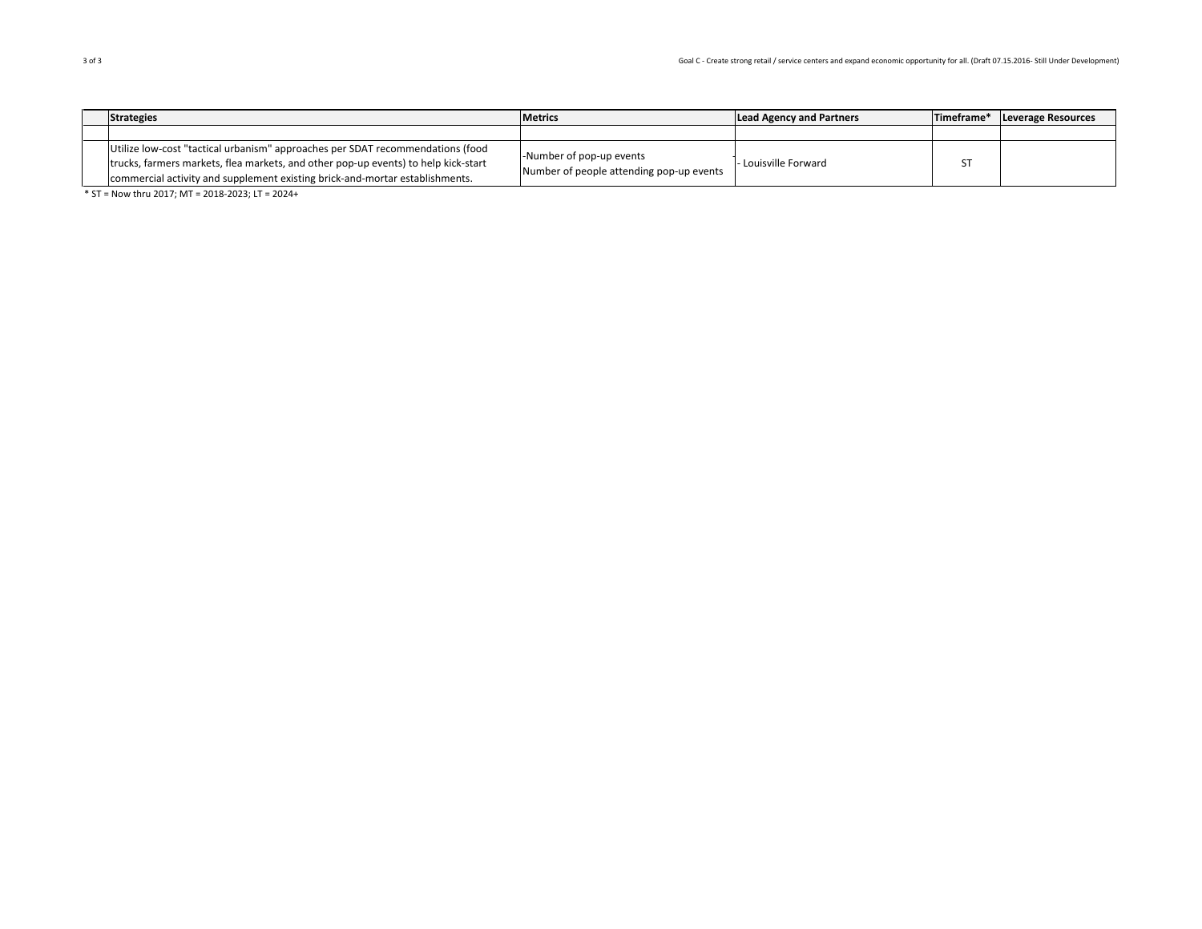| | Strategies | Metrics | Lead Agency and Partners | Timeframe* | Leverage Resources |
|---|---|---|---|---|---|
| | | | | | |
| | Utilize low-cost "tactical urbanism" approaches per SDAT recommendations (food trucks, farmers markets, flea markets, and other pop-up events) to help kick-start commercial activity and supplement existing brick-and-mortar establishments. | -Number of pop-up events<br>Number of people attending pop-up events | - Louisville Forward | ST | |

* ST = Now thru 2017; MT = 2018-2023; LT = 2024+